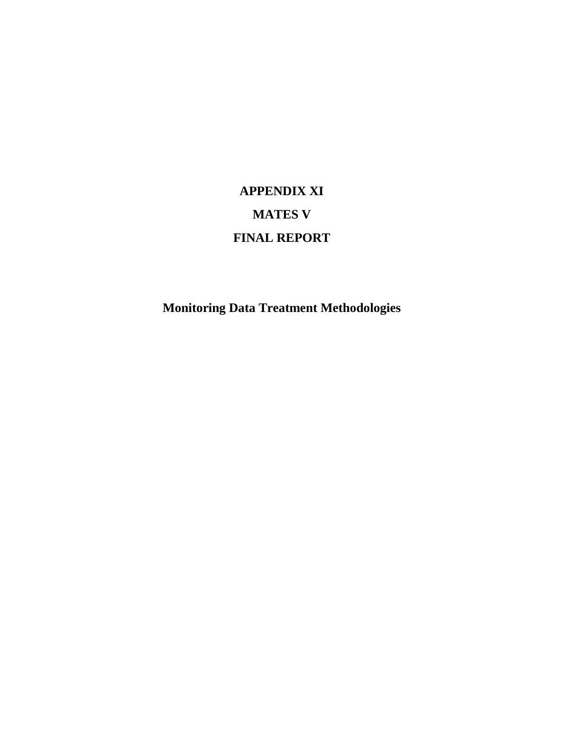# APPENDIX XI

# MATES V

# FINAL REPORT

## Monitoring Data Treatment Methodologies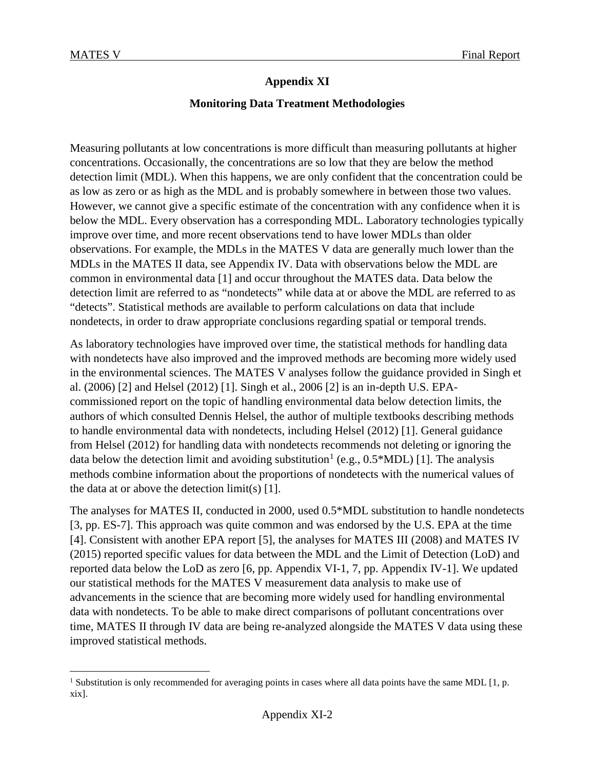# Appendix XI

## Monitoring Data Treatment Methodologies

Measuring pollutants at low concentrations is more difficult than measuring pollutants at higher concentrations. Occasionally, the concentrations are so low that they are below the method detection limit (MDL). When this happens, we are only confident that the concentration could be as low as zero or as high as the MDL and is probably somewhere in between those two values. However, we cannot give a specific estimate of the concentration with any confidence when it is below the MDL. Every observation has a corresponding MDL. Laboratory technologies typically improve over time, and more recent observations tend to have lower MDLs than older observations. For example, the MDLs in the MATES V data are generally much lower than the MDLs in the MATES II data, see Appendix IV. Data with observations below the MDL are common in environmental data [1] and occur throughout the MATES data. Data below the detection limit are referred to as "nondetects" while data at or above the MDL are referred to as "detects". Statistical methods are available to perform calculations on data that include nondetects, in order to draw appropriate conclusions regarding spatial or temporal trends.

As laboratory technologies have improved over time, the statistical methods for handling data with nondetects have also improved and the improved methods are becoming more widely used in the environmental sciences. The MATES V analyses follow the guidance provided in Singh et al. (2006) [2] and Helsel (2012) [1]. Singh et al., 2006 [2] is an in-depth U.S. EPA-commissioned report on the topic of handling environmental data below detection limits, the authors of which consulted Dennis Helsel, the author of multiple textbooks describing methods to handle environmental data with nondetects, including Helsel (2012) [1]. General guidance from Helsel (2012) for handling data with nondetects recommends not deleting or ignoring the data below the detection limit and avoiding substitution[1] (e.g., 0.5*MDL) [1]. The analysis methods combine information about the proportions of nondetects with the numerical values of the data at or above the detection limit(s) [1].

The analyses for MATES II, conducted in 2000, used 0.5*MDL substitution to handle nondetects [3, pp. ES-7]. This approach was quite common and was endorsed by the U.S. EPA at the time [4]. Consistent with another EPA report [5], the analyses for MATES III (2008) and MATES IV (2015) reported specific values for data between the MDL and the Limit of Detection (LoD) and reported data below the LoD as zero [6, pp. Appendix VI-1, 7, pp. Appendix IV-1]. We updated our statistical methods for the MATES V measurement data analysis to make use of advancements in the science that are becoming more widely used for handling environmental data with nondetects. To be able to make direct comparisons of pollutant concentrations over time, MATES II through IV data are being re-analyzed alongside the MATES V data using these improved statistical methods.

[1] Substitution is only recommended for averaging points in cases where all data points have the same MDL [1, p. xix].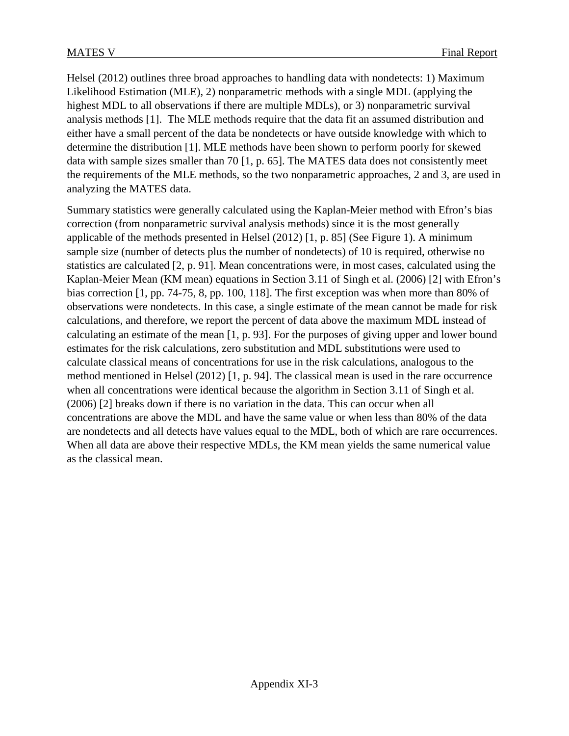Helsel (2012) outlines three broad approaches to handling data with nondetects: 1) Maximum Likelihood Estimation (MLE), 2) nonparametric methods with a single MDL (applying the highest MDL to all observations if there are multiple MDLs), or 3) nonparametric survival analysis methods [1]. The MLE methods require that the data fit an assumed distribution and either have a small percent of the data be nondetects or have outside knowledge with which to determine the distribution [1]. MLE methods have been shown to perform poorly for skewed data with sample sizes smaller than 70 [1, p. 65]. The MATES data does not consistently meet the requirements of the MLE methods, so the two nonparametric approaches, 2 and 3, are used in analyzing the MATES data.

Summary statistics were generally calculated using the Kaplan-Meier method with Efron's bias correction (from nonparametric survival analysis methods) since it is the most generally applicable of the methods presented in Helsel (2012) [1, p. 85] (See Figure 1). A minimum sample size (number of detects plus the number of nondetects) of 10 is required, otherwise no statistics are calculated [2, p. 91]. Mean concentrations were, in most cases, calculated using the Kaplan-Meier Mean (KM mean) equations in Section 3.11 of Singh et al. (2006) [2] with Efron's bias correction [1, pp. 74-75, 8, pp. 100, 118]. The first exception was when more than 80% of observations were nondetects. In this case, a single estimate of the mean cannot be made for risk calculations, and therefore, we report the percent of data above the maximum MDL instead of calculating an estimate of the mean [1, p. 93]. For the purposes of giving upper and lower bound estimates for the risk calculations, zero substitution and MDL substitutions were used to calculate classical means of concentrations for use in the risk calculations, analogous to the method mentioned in Helsel (2012) [1, p. 94]. The classical mean is used in the rare occurrence when all concentrations were identical because the algorithm in Section 3.11 of Singh et al. (2006) [2] breaks down if there is no variation in the data. This can occur when all concentrations are above the MDL and have the same value or when less than 80% of the data are nondetects and all detects have values equal to the MDL, both of which are rare occurrences. When all data are above their respective MDLs, the KM mean yields the same numerical value as the classical mean.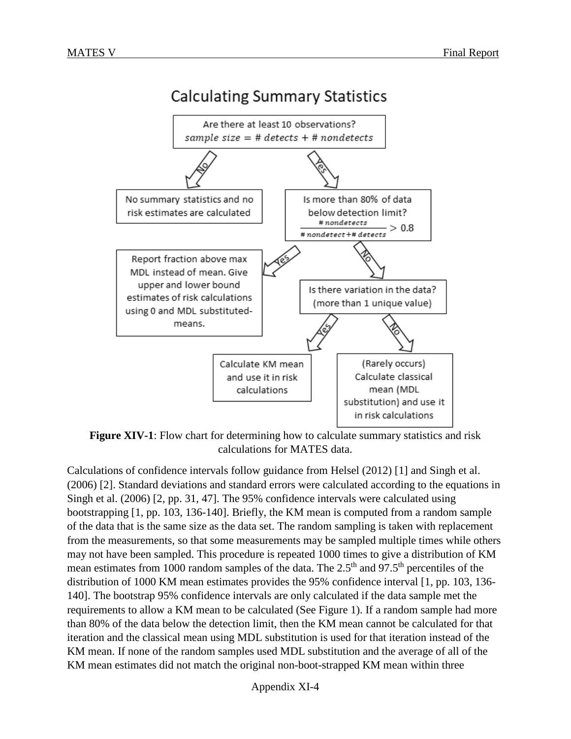## Calculating Summary Statistics

Are there at least 10 observations?
$sample\ size = \#\ detects + \#\ nondetects$

- **No** → No summary statistics and no risk estimates are calculated
- **Yes** → Is more than 80% of data below detection limit? $\frac{\#\ nondetects}{\#\ nondetect + \#\ detects} > 0.8$
  - **Yes** → Report fraction above max MDL instead of mean. Give upper and lower bound estimates of risk calculations using 0 and MDL substituted-means.
  - **No** → Is there variation in the data? (more than 1 unique value)
    - **Yes** → Calculate KM mean and use it in risk calculations
    - **No** → (Rarely occurs) Calculate classical mean (MDL substitution) and use it in risk calculations

**Figure XIV-1**: Flow chart for determining how to calculate summary statistics and risk calculations for MATES data.

Calculations of confidence intervals follow guidance from Helsel (2012) [1] and Singh et al. (2006) [2]. Standard deviations and standard errors were calculated according to the equations in Singh et al. (2006) [2, pp. 31, 47]. The 95% confidence intervals were calculated using bootstrapping [1, pp. 103, 136-140]. Briefly, the KM mean is computed from a random sample of the data that is the same size as the data set. The random sampling is taken with replacement from the measurements, so that some measurements may be sampled multiple times while others may not have been sampled. This procedure is repeated 1000 times to give a distribution of KM mean estimates from 1000 random samples of the data. The $2.5^{th}$ and $97.5^{th}$ percentiles of the distribution of 1000 KM mean estimates provides the 95% confidence interval [1, pp. 103, 136-140]. The bootstrap 95% confidence intervals are only calculated if the data sample met the requirements to allow a KM mean to be calculated (See Figure 1). If a random sample had more than 80% of the data below the detection limit, then the KM mean cannot be calculated for that iteration and the classical mean using MDL substitution is used for that iteration instead of the KM mean. If none of the random samples used MDL substitution and the average of all of the KM mean estimates did not match the original non-boot-strapped KM mean within three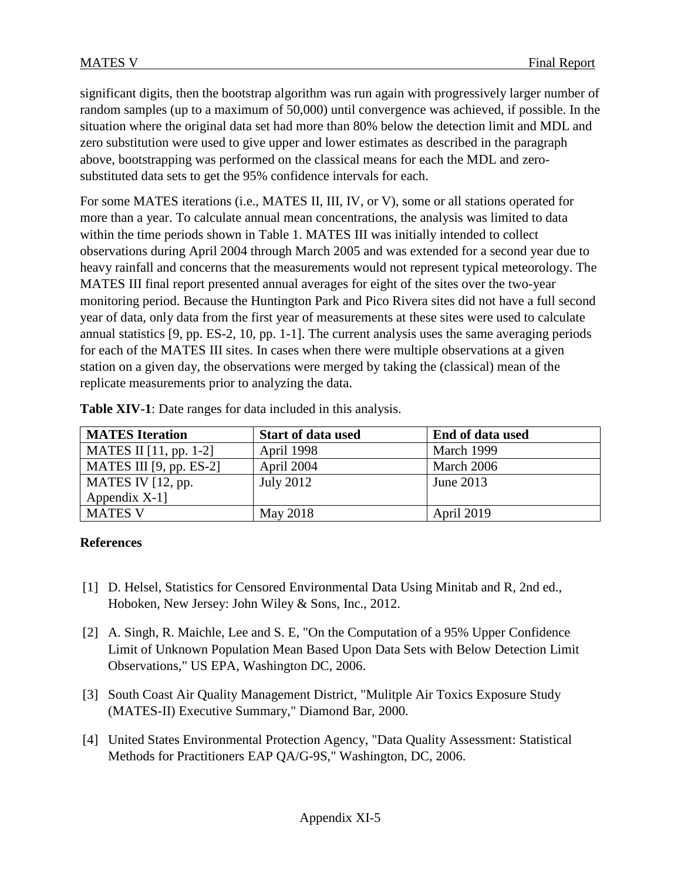significant digits, then the bootstrap algorithm was run again with progressively larger number of random samples (up to a maximum of 50,000) until convergence was achieved, if possible. In the situation where the original data set had more than 80% below the detection limit and MDL and zero substitution were used to give upper and lower estimates as described in the paragraph above, bootstrapping was performed on the classical means for each the MDL and zero-substituted data sets to get the 95% confidence intervals for each.

For some MATES iterations (i.e., MATES II, III, IV, or V), some or all stations operated for more than a year. To calculate annual mean concentrations, the analysis was limited to data within the time periods shown in Table 1. MATES III was initially intended to collect observations during April 2004 through March 2005 and was extended for a second year due to heavy rainfall and concerns that the measurements would not represent typical meteorology. The MATES III final report presented annual averages for eight of the sites over the two-year monitoring period. Because the Huntington Park and Pico Rivera sites did not have a full second year of data, only data from the first year of measurements at these sites were used to calculate annual statistics [9, pp. ES-2, 10, pp. 1-1]. The current analysis uses the same averaging periods for each of the MATES III sites. In cases when there were multiple observations at a given station on a given day, the observations were merged by taking the (classical) mean of the replicate measurements prior to analyzing the data.

**Table XIV-1**: Date ranges for data included in this analysis.

| MATES Iteration | Start of data used | End of data used |
|---|---|---|
| MATES II [11, pp. 1-2] | April 1998 | March 1999 |
| MATES III [9, pp. ES-2] | April 2004 | March 2006 |
| MATES IV [12, pp. Appendix X-1] | July 2012 | June 2013 |
| MATES V | May 2018 | April 2019 |

**References**

[1] D. Helsel, Statistics for Censored Environmental Data Using Minitab and R, 2nd ed., Hoboken, New Jersey: John Wiley & Sons, Inc., 2012.

[2] A. Singh, R. Maichle, Lee and S. E, "On the Computation of a 95% Upper Confidence Limit of Unknown Population Mean Based Upon Data Sets with Below Detection Limit Observations," US EPA, Washington DC, 2006.

[3] South Coast Air Quality Management District, "Mulitple Air Toxics Exposure Study (MATES-II) Executive Summary," Diamond Bar, 2000.

[4] United States Environmental Protection Agency, "Data Quality Assessment: Statistical Methods for Practitioners EAP QA/G-9S," Washington, DC, 2006.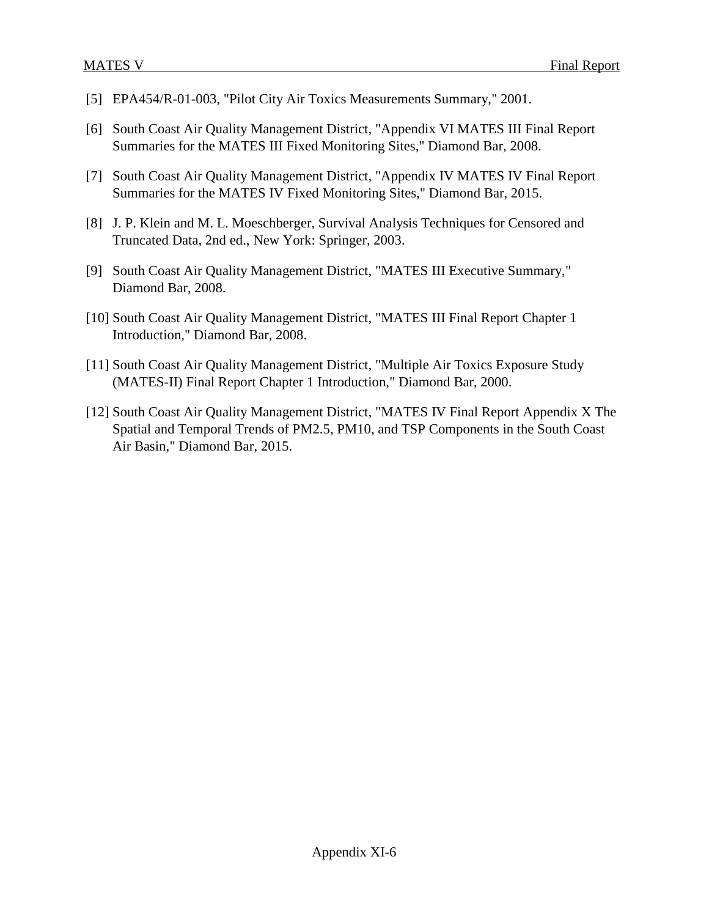[5] EPA454/R-01-003, "Pilot City Air Toxics Measurements Summary," 2001.

[6] South Coast Air Quality Management District, "Appendix VI MATES III Final Report Summaries for the MATES III Fixed Monitoring Sites," Diamond Bar, 2008.

[7] South Coast Air Quality Management District, "Appendix IV MATES IV Final Report Summaries for the MATES IV Fixed Monitoring Sites," Diamond Bar, 2015.

[8] J. P. Klein and M. L. Moeschberger, Survival Analysis Techniques for Censored and Truncated Data, 2nd ed., New York: Springer, 2003.

[9] South Coast Air Quality Management District, "MATES III Executive Summary," Diamond Bar, 2008.

[10] South Coast Air Quality Management District, "MATES III Final Report Chapter 1 Introduction," Diamond Bar, 2008.

[11] South Coast Air Quality Management District, "Multiple Air Toxics Exposure Study (MATES-II) Final Report Chapter 1 Introduction," Diamond Bar, 2000.

[12] South Coast Air Quality Management District, "MATES IV Final Report Appendix X The Spatial and Temporal Trends of PM2.5, PM10, and TSP Components in the South Coast Air Basin," Diamond Bar, 2015.